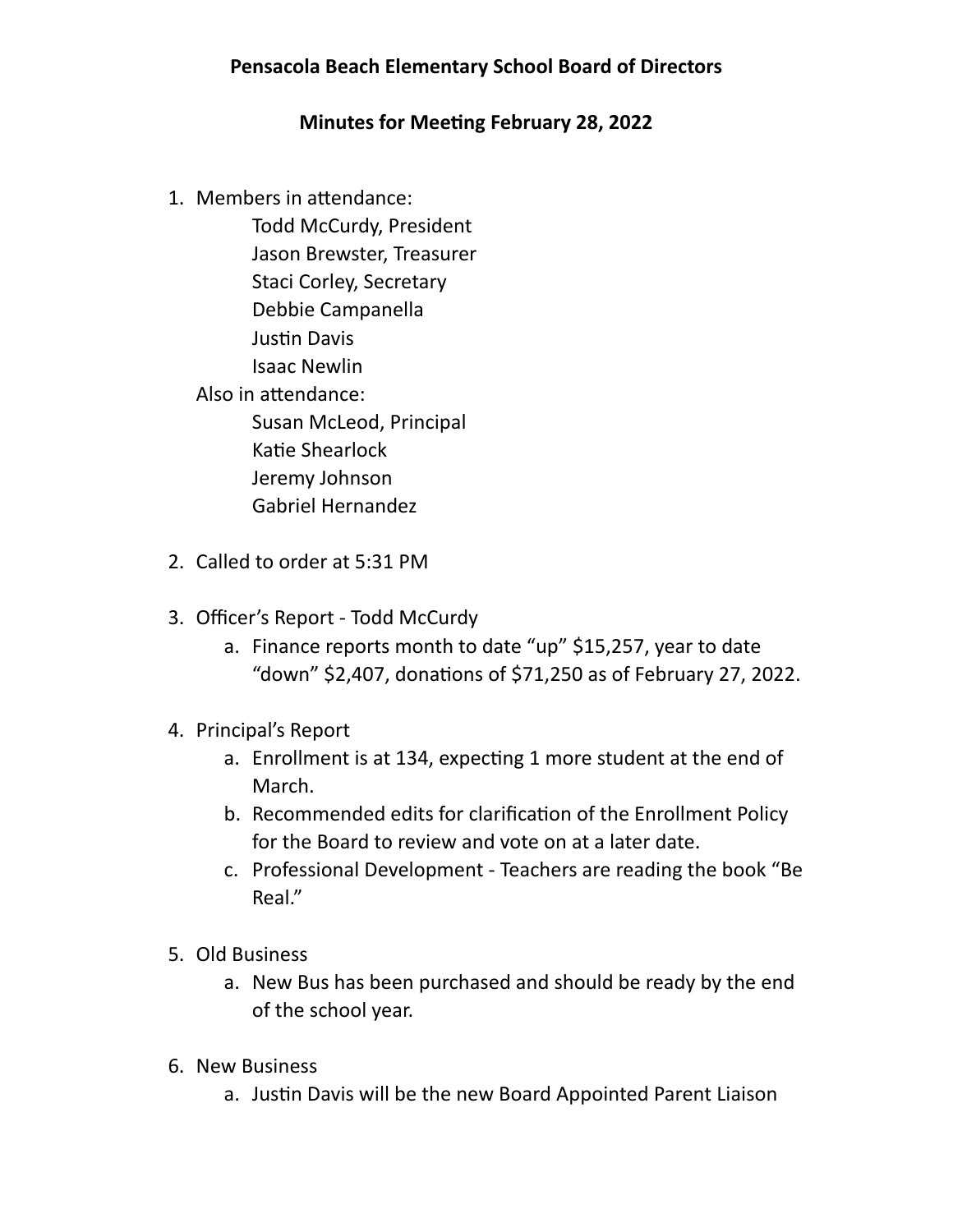# Pensacola Beach Elementary School Board of Directors

## Minutes for Meeting February 28, 2022

1. Members in attendance:
   - Todd McCurdy, President
   - Jason Brewster, Treasurer
   - Staci Corley, Secretary
   - Debbie Campanella
   - Justin Davis
   - Isaac Newlin

   Also in attendance:
   - Susan McLeod, Principal
   - Katie Shearlock
   - Jeremy Johnson
   - Gabriel Hernandez

2. Called to order at 5:31 PM

3. Officer's Report - Todd McCurdy
   a. Finance reports month to date "up" $15,257, year to date "down" $2,407, donations of $71,250 as of February 27, 2022.

4. Principal's Report
   a. Enrollment is at 134, expecting 1 more student at the end of March.
   b. Recommended edits for clarification of the Enrollment Policy for the Board to review and vote on at a later date.
   c. Professional Development - Teachers are reading the book "Be Real."

5. Old Business
   a. New Bus has been purchased and should be ready by the end of the school year.

6. New Business
   a. Justin Davis will be the new Board Appointed Parent Liaison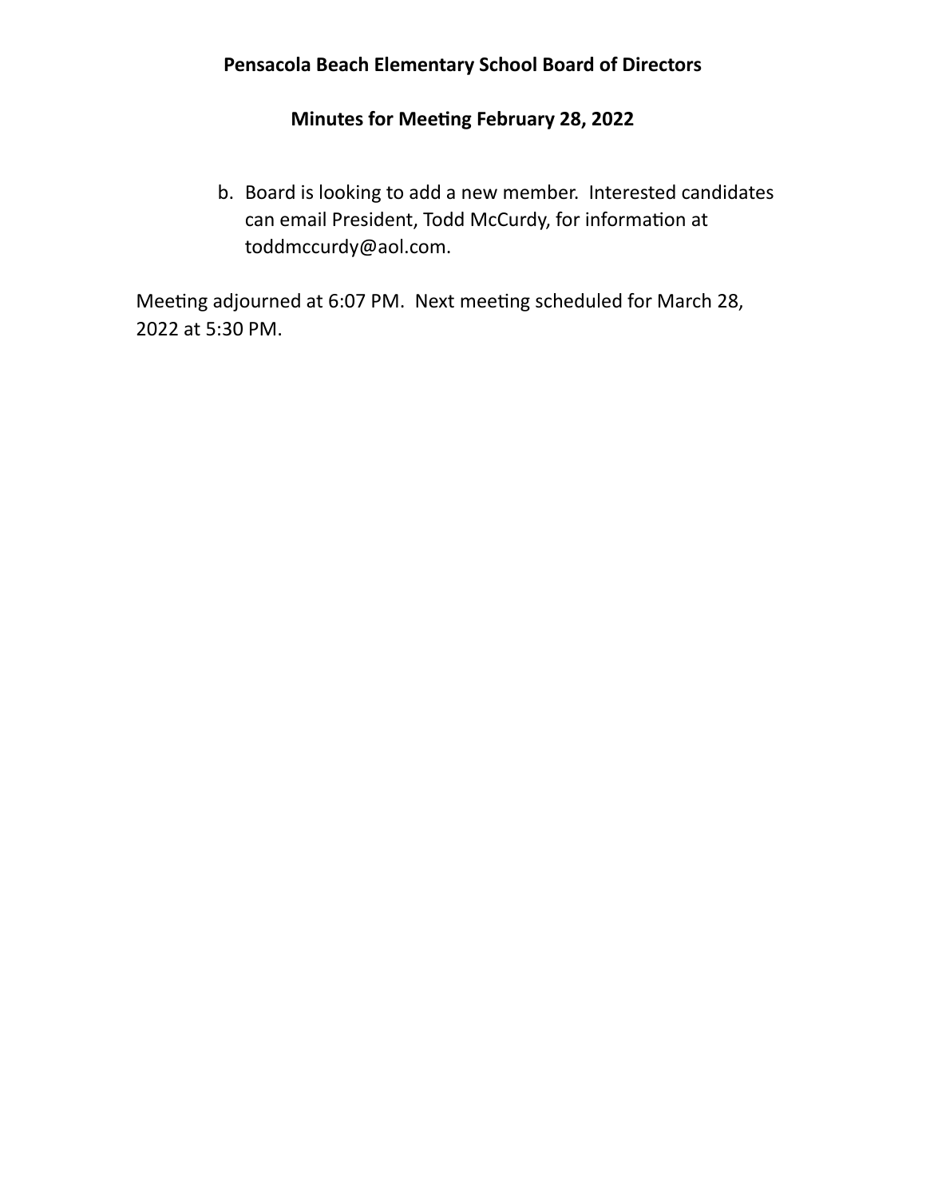**Pensacola Beach Elementary School Board of Directors**

**Minutes for Meeting February 28, 2022**

b. Board is looking to add a new member. Interested candidates can email President, Todd McCurdy, for information at toddmccurdy@aol.com.

Meeting adjourned at 6:07 PM. Next meeting scheduled for March 28, 2022 at 5:30 PM.